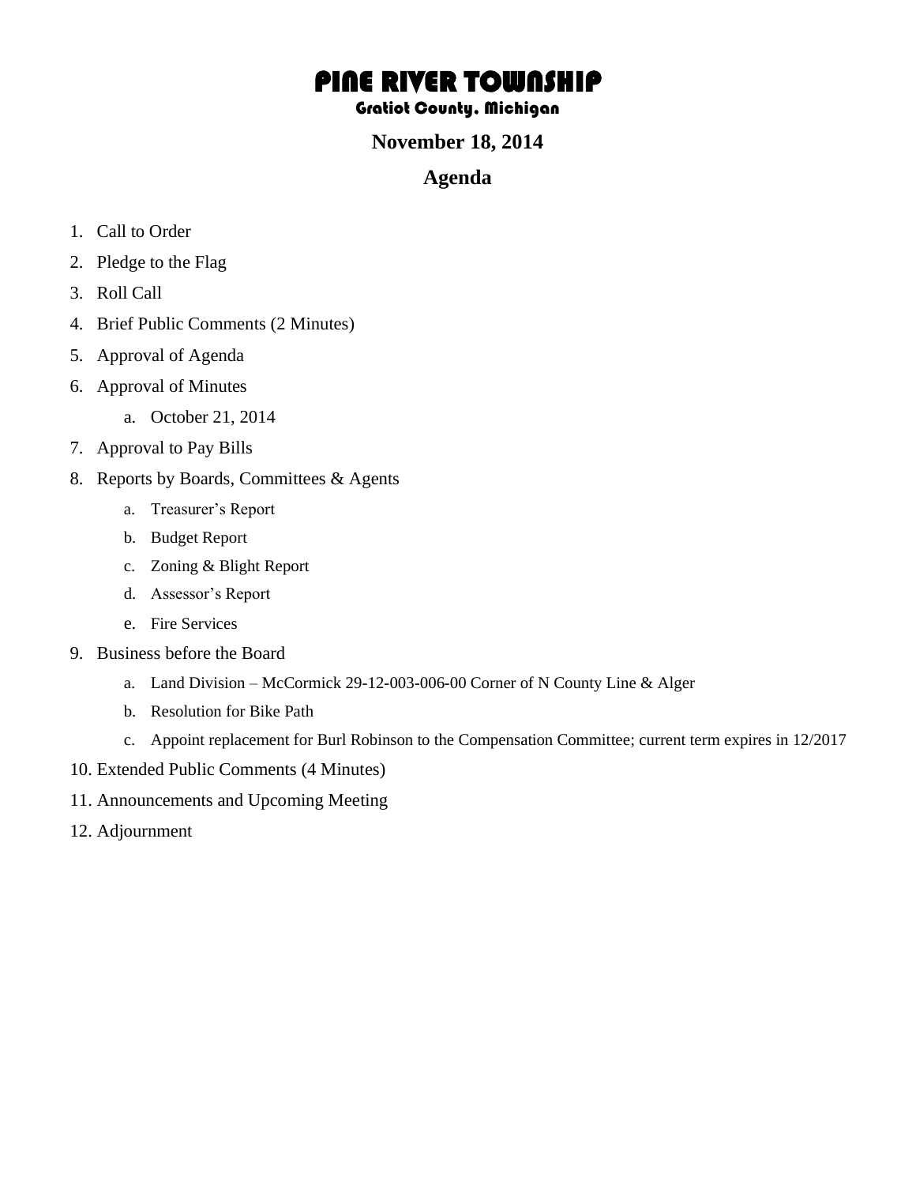# PINE RIVER TOWNSHIP

### Gratiot County, Michigan

### November 18, 2014

## Agenda

1. Call to Order
2. Pledge to the Flag
3. Roll Call
4. Brief Public Comments (2 Minutes)
5. Approval of Agenda
6. Approval of Minutes
    a. October 21, 2014
7. Approval to Pay Bills
8. Reports by Boards, Committees & Agents
    a. Treasurer's Report
    b. Budget Report
    c. Zoning & Blight Report
    d. Assessor's Report
    e. Fire Services
9. Business before the Board
    a. Land Division – McCormick 29-12-003-006-00 Corner of N County Line & Alger
    b. Resolution for Bike Path
    c. Appoint replacement for Burl Robinson to the Compensation Committee; current term expires in 12/2017
10. Extended Public Comments (4 Minutes)
11. Announcements and Upcoming Meeting
12. Adjournment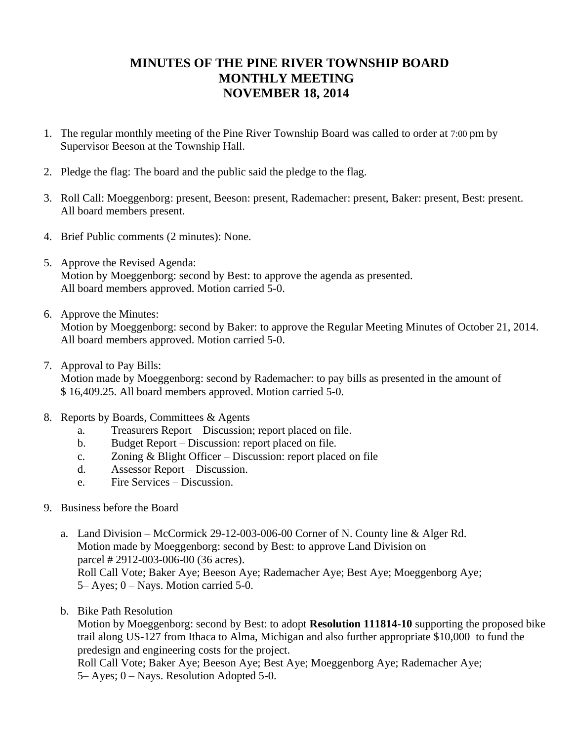# MINUTES OF THE PINE RIVER TOWNSHIP BOARD MONTHLY MEETING NOVEMBER 18, 2014

1. The regular monthly meeting of the Pine River Township Board was called to order at 7:00 pm by Supervisor Beeson at the Township Hall.

2. Pledge the flag: The board and the public said the pledge to the flag.

3. Roll Call: Moeggenborg: present, Beeson: present, Rademacher: present, Baker: present, Best: present. All board members present.

4. Brief Public comments (2 minutes): None.

5. Approve the Revised Agenda:
   Motion by Moeggenborg: second by Best: to approve the agenda as presented.
   All board members approved. Motion carried 5-0.

6. Approve the Minutes:
   Motion by Moeggenborg: second by Baker: to approve the Regular Meeting Minutes of October 21, 2014.
   All board members approved. Motion carried 5-0.

7. Approval to Pay Bills:
   Motion made by Moeggenborg: second by Rademacher: to pay bills as presented in the amount of $ 16,409.25. All board members approved. Motion carried 5-0.

8. Reports by Boards, Committees & Agents
   a. Treasurers Report – Discussion; report placed on file.
   b. Budget Report – Discussion: report placed on file.
   c. Zoning & Blight Officer – Discussion: report placed on file
   d. Assessor Report – Discussion.
   e. Fire Services – Discussion.

9. Business before the Board

   a. Land Division – McCormick 29-12-003-006-00 Corner of N. County line & Alger Rd.
      Motion made by Moeggenborg: second by Best: to approve Land Division on parcel # 2912-003-006-00 (36 acres).
      Roll Call Vote; Baker Aye; Beeson Aye; Rademacher Aye; Best Aye; Moeggenborg Aye;
      5– Ayes; 0 – Nays. Motion carried 5-0.

   b. Bike Path Resolution
      Motion by Moeggenborg: second by Best: to adopt **Resolution 111814-10** supporting the proposed bike trail along US-127 from Ithaca to Alma, Michigan and also further appropriate $10,000 to fund the predesign and engineering costs for the project.
      Roll Call Vote; Baker Aye; Beeson Aye; Best Aye; Moeggenborg Aye; Rademacher Aye;
      5– Ayes; 0 – Nays. Resolution Adopted 5-0.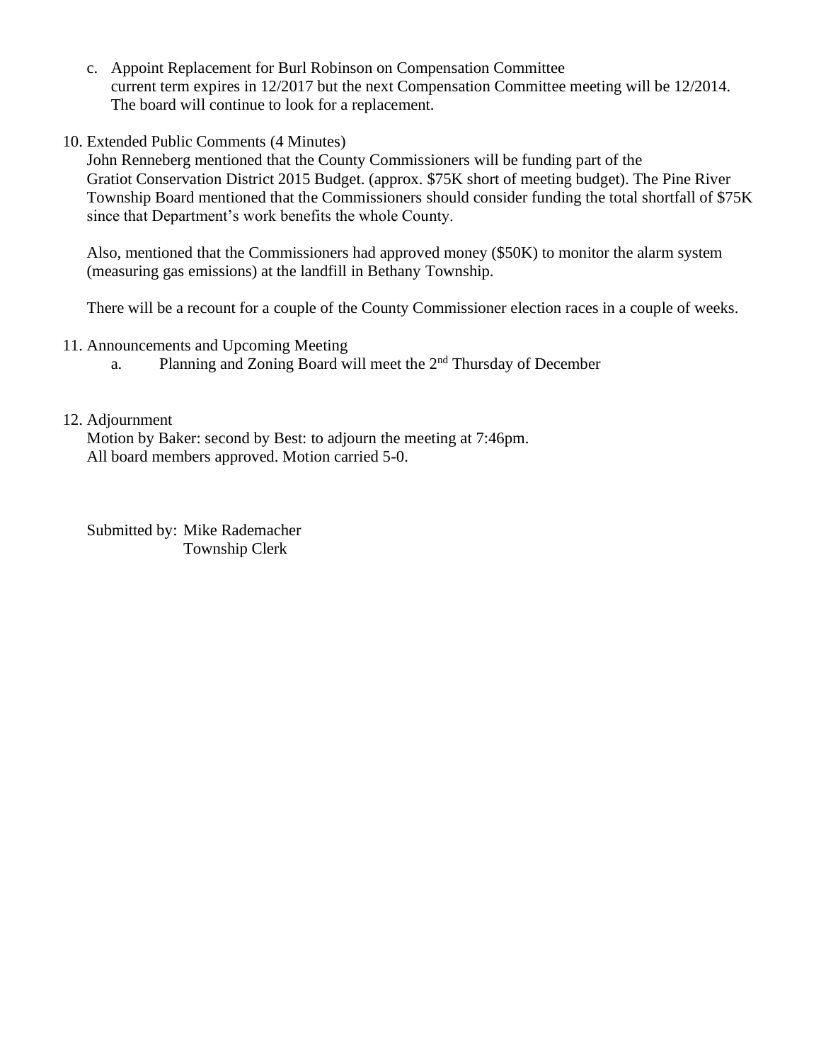c. Appoint Replacement for Burl Robinson on Compensation Committee
   current term expires in 12/2017 but the next Compensation Committee meeting will be 12/2014. The board will continue to look for a replacement.

10. Extended Public Comments (4 Minutes)
    John Renneberg mentioned that the County Commissioners will be funding part of the Gratiot Conservation District 2015 Budget. (approx. $75K short of meeting budget). The Pine River Township Board mentioned that the Commissioners should consider funding the total shortfall of $75K since that Department's work benefits the whole County.

    Also, mentioned that the Commissioners had approved money ($50K) to monitor the alarm system (measuring gas emissions) at the landfill in Bethany Township.

    There will be a recount for a couple of the County Commissioner election races in a couple of weeks.

11. Announcements and Upcoming Meeting
    a. Planning and Zoning Board will meet the 2nd Thursday of December

12. Adjournment
    Motion by Baker: second by Best: to adjourn the meeting at 7:46pm.
    All board members approved. Motion carried 5-0.

Submitted by: Mike Rademacher
Township Clerk